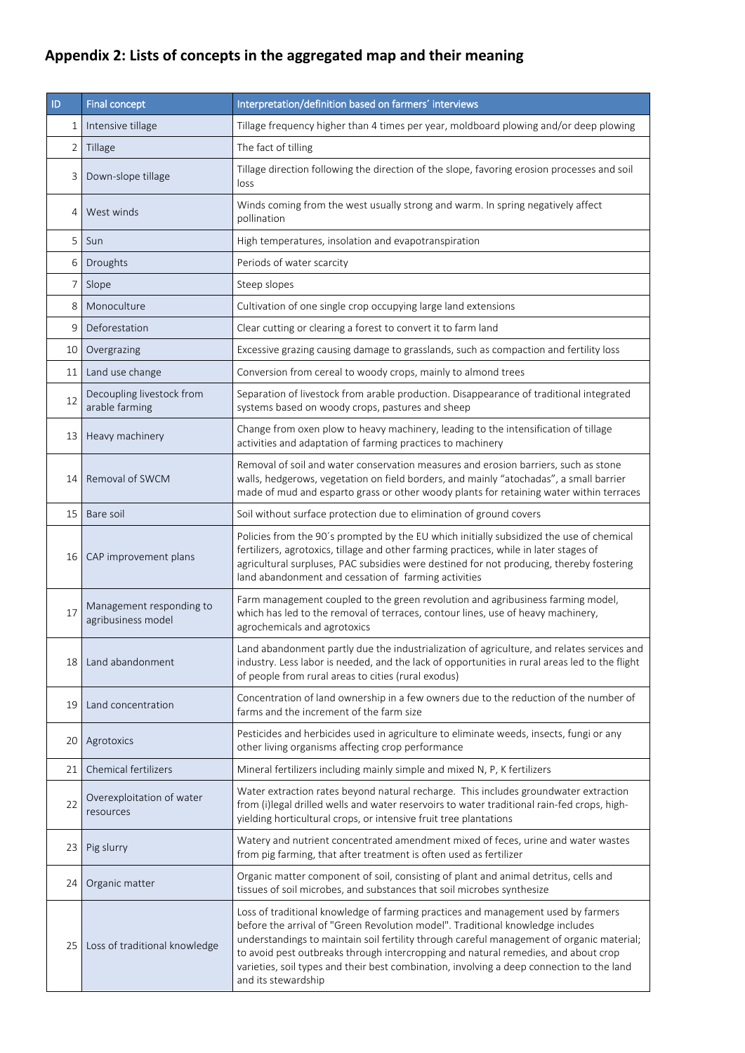## Appendix 2: Lists of concepts in the aggregated map and their meaning

| ID | Final concept | Interpretation/definition based on farmers´ interviews |
|---|---|---|
| 1 | Intensive tillage | Tillage frequency higher than 4 times per year, moldboard plowing and/or deep plowing |
| 2 | Tillage | The fact of tilling |
| 3 | Down-slope tillage | Tillage direction following the direction of the slope, favoring erosion processes and soil loss |
| 4 | West winds | Winds coming from the west usually strong and warm. In spring negatively affect pollination |
| 5 | Sun | High temperatures, insolation and evapotranspiration |
| 6 | Droughts | Periods of water scarcity |
| 7 | Slope | Steep slopes |
| 8 | Monoculture | Cultivation of one single crop occupying large land extensions |
| 9 | Deforestation | Clear cutting or clearing a forest to convert it to farm land |
| 10 | Overgrazing | Excessive grazing causing damage to grasslands, such as compaction and fertility loss |
| 11 | Land use change | Conversion from cereal to woody crops, mainly to almond trees |
| 12 | Decoupling livestock from arable farming | Separation of livestock from arable production. Disappearance of traditional integrated systems based on woody crops, pastures and sheep |
| 13 | Heavy machinery | Change from oxen plow to heavy machinery, leading to the intensification of tillage activities and adaptation of farming practices to machinery |
| 14 | Removal of SWCM | Removal of soil and water conservation measures and erosion barriers, such as stone walls, hedgerows, vegetation on field borders, and mainly "atochadas", a small barrier made of mud and esparto grass or other woody plants for retaining water within terraces |
| 15 | Bare soil | Soil without surface protection due to elimination of ground covers |
| 16 | CAP improvement plans | Policies from the 90´s prompted by the EU which initially subsidized the use of chemical fertilizers, agrotoxics, tillage and other farming practices, while in later stages of agricultural surpluses, PAC subsidies were destined for not producing, thereby fostering land abandonment and cessation of farming activities |
| 17 | Management responding to agribusiness model | Farm management coupled to the green revolution and agribusiness farming model, which has led to the removal of terraces, contour lines, use of heavy machinery, agrochemicals and agrotoxics |
| 18 | Land abandonment | Land abandonment partly due the industrialization of agriculture, and relates services and industry. Less labor is needed, and the lack of opportunities in rural areas led to the flight of people from rural areas to cities (rural exodus) |
| 19 | Land concentration | Concentration of land ownership in a few owners due to the reduction of the number of farms and the increment of the farm size |
| 20 | Agrotoxics | Pesticides and herbicides used in agriculture to eliminate weeds, insects, fungi or any other living organisms affecting crop performance |
| 21 | Chemical fertilizers | Mineral fertilizers including mainly simple and mixed N, P, K fertilizers |
| 22 | Overexploitation of water resources | Water extraction rates beyond natural recharge. This includes groundwater extraction from (i)legal drilled wells and water reservoirs to water traditional rain-fed crops, high-yielding horticultural crops, or intensive fruit tree plantations |
| 23 | Pig slurry | Watery and nutrient concentrated amendment mixed of feces, urine and water wastes from pig farming, that after treatment is often used as fertilizer |
| 24 | Organic matter | Organic matter component of soil, consisting of plant and animal detritus, cells and tissues of soil microbes, and substances that soil microbes synthesize |
| 25 | Loss of traditional knowledge | Loss of traditional knowledge of farming practices and management used by farmers before the arrival of "Green Revolution model". Traditional knowledge includes understandings to maintain soil fertility through careful management of organic material; to avoid pest outbreaks through intercropping and natural remedies, and about crop varieties, soil types and their best combination, involving a deep connection to the land and its stewardship |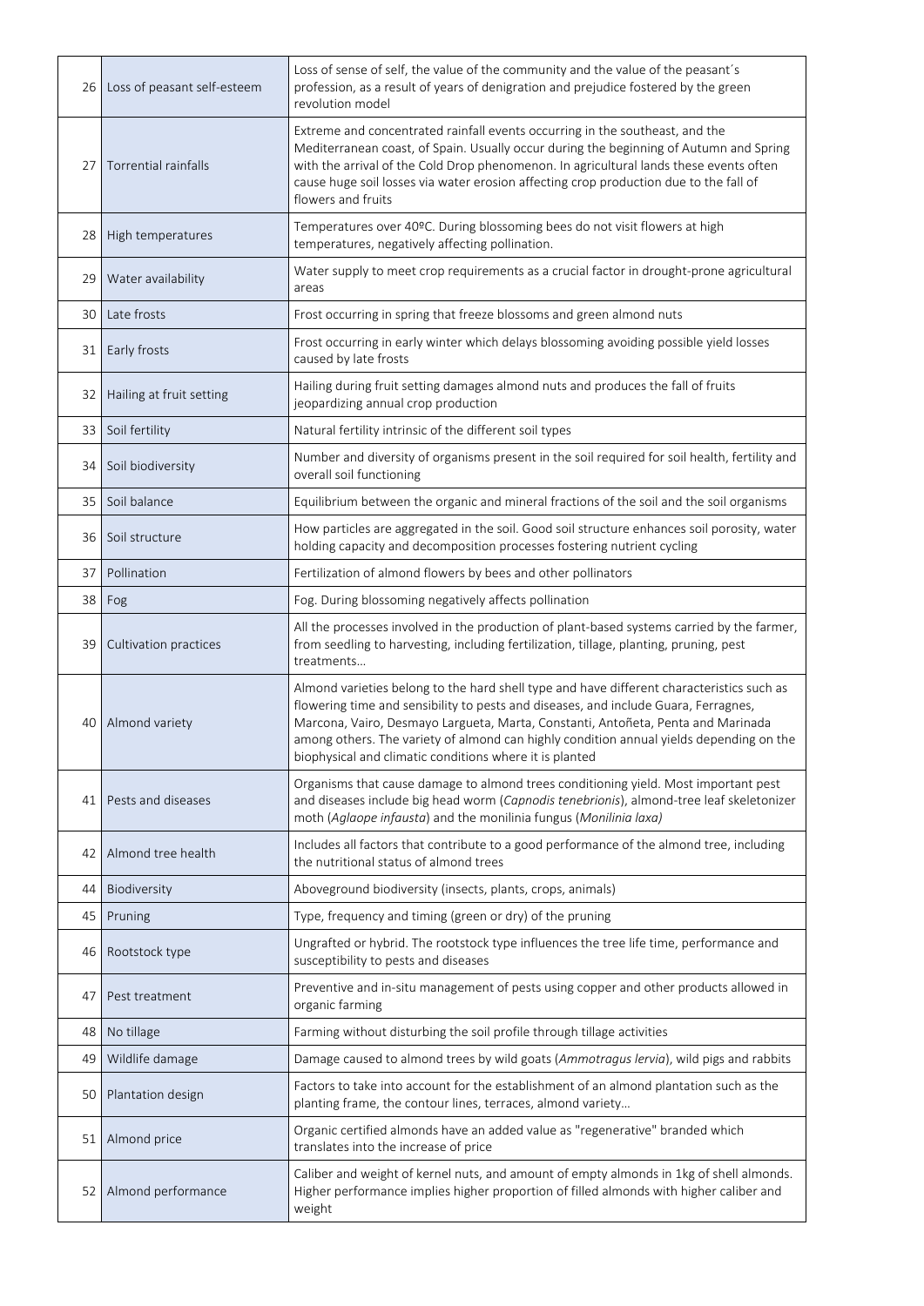| | | |
|---|---|---|
| 26 | Loss of peasant self-esteem | Loss of sense of self, the value of the community and the value of the peasant´s profession, as a result of years of denigration and prejudice fostered by the green revolution model |
| 27 | Torrential rainfalls | Extreme and concentrated rainfall events occurring in the southeast, and the Mediterranean coast, of Spain. Usually occur during the beginning of Autumn and Spring with the arrival of the Cold Drop phenomenon. In agricultural lands these events often cause huge soil losses via water erosion affecting crop production due to the fall of flowers and fruits |
| 28 | High temperatures | Temperatures over 40ºC. During blossoming bees do not visit flowers at high temperatures, negatively affecting pollination. |
| 29 | Water availability | Water supply to meet crop requirements as a crucial factor in drought-prone agricultural areas |
| 30 | Late frosts | Frost occurring in spring that freeze blossoms and green almond nuts |
| 31 | Early frosts | Frost occurring in early winter which delays blossoming avoiding possible yield losses caused by late frosts |
| 32 | Hailing at fruit setting | Hailing during fruit setting damages almond nuts and produces the fall of fruits jeopardizing annual crop production |
| 33 | Soil fertility | Natural fertility intrinsic of the different soil types |
| 34 | Soil biodiversity | Number and diversity of organisms present in the soil required for soil health, fertility and overall soil functioning |
| 35 | Soil balance | Equilibrium between the organic and mineral fractions of the soil and the soil organisms |
| 36 | Soil structure | How particles are aggregated in the soil. Good soil structure enhances soil porosity, water holding capacity and decomposition processes fostering nutrient cycling |
| 37 | Pollination | Fertilization of almond flowers by bees and other pollinators |
| 38 | Fog | Fog. During blossoming negatively affects pollination |
| 39 | Cultivation practices | All the processes involved in the production of plant-based systems carried by the farmer, from seedling to harvesting, including fertilization, tillage, planting, pruning, pest treatments… |
| 40 | Almond variety | Almond varieties belong to the hard shell type and have different characteristics such as flowering time and sensibility to pests and diseases, and include Guara, Ferragnes, Marcona, Vairo, Desmayo Largueta, Marta, Constanti, Antoñeta, Penta and Marinada among others. The variety of almond can highly condition annual yields depending on the biophysical and climatic conditions where it is planted |
| 41 | Pests and diseases | Organisms that cause damage to almond trees conditioning yield. Most important pest and diseases include big head worm (*Capnodis tenebrionis*), almond-tree leaf skeletonizer moth (*Aglaope infausta*) and the monilinia fungus (*Monilinia laxa)* |
| 42 | Almond tree health | Includes all factors that contribute to a good performance of the almond tree, including the nutritional status of almond trees |
| 44 | Biodiversity | Aboveground biodiversity (insects, plants, crops, animals) |
| 45 | Pruning | Type, frequency and timing (green or dry) of the pruning |
| 46 | Rootstock type | Ungrafted or hybrid. The rootstock type influences the tree life time, performance and susceptibility to pests and diseases |
| 47 | Pest treatment | Preventive and in-situ management of pests using copper and other products allowed in organic farming |
| 48 | No tillage | Farming without disturbing the soil profile through tillage activities |
| 49 | Wildlife damage | Damage caused to almond trees by wild goats (*Ammotragus lervia*), wild pigs and rabbits |
| 50 | Plantation design | Factors to take into account for the establishment of an almond plantation such as the planting frame, the contour lines, terraces, almond variety… |
| 51 | Almond price | Organic certified almonds have an added value as "regenerative" branded which translates into the increase of price |
| 52 | Almond performance | Caliber and weight of kernel nuts, and amount of empty almonds in 1kg of shell almonds. Higher performance implies higher proportion of filled almonds with higher caliber and weight |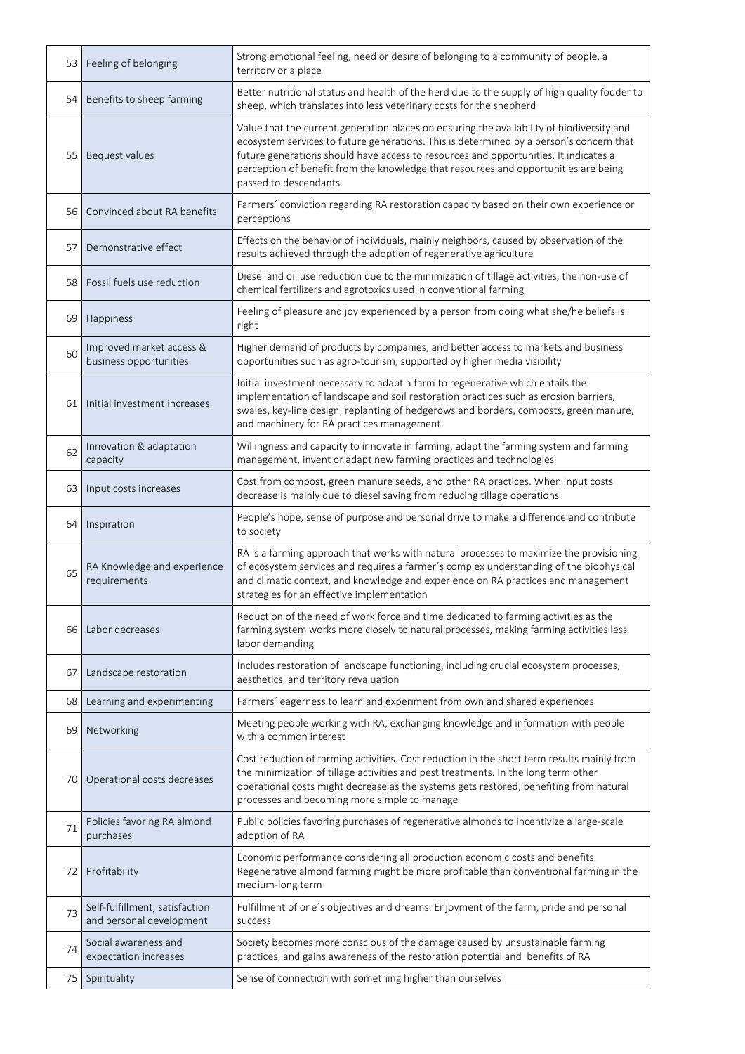| | | |
|---|---|---|
| 53 | Feeling of belonging | Strong emotional feeling, need or desire of belonging to a community of people, a territory or a place |
| 54 | Benefits to sheep farming | Better nutritional status and health of the herd due to the supply of high quality fodder to sheep, which translates into less veterinary costs for the shepherd |
| 55 | Bequest values | Value that the current generation places on ensuring the availability of biodiversity and ecosystem services to future generations. This is determined by a person's concern that future generations should have access to resources and opportunities. It indicates a perception of benefit from the knowledge that resources and opportunities are being passed to descendants |
| 56 | Convinced about RA benefits | Farmers´ conviction regarding RA restoration capacity based on their own experience or perceptions |
| 57 | Demonstrative effect | Effects on the behavior of individuals, mainly neighbors, caused by observation of the results achieved through the adoption of regenerative agriculture |
| 58 | Fossil fuels use reduction | Diesel and oil use reduction due to the minimization of tillage activities, the non-use of chemical fertilizers and agrotoxics used in conventional farming |
| 69 | Happiness | Feeling of pleasure and joy experienced by a person from doing what she/he beliefs is right |
| 60 | Improved market access & business opportunities | Higher demand of products by companies, and better access to markets and business opportunities such as agro-tourism, supported by higher media visibility |
| 61 | Initial investment increases | Initial investment necessary to adapt a farm to regenerative which entails the implementation of landscape and soil restoration practices such as erosion barriers, swales, key-line design, replanting of hedgerows and borders, composts, green manure, and machinery for RA practices management |
| 62 | Innovation & adaptation capacity | Willingness and capacity to innovate in farming, adapt the farming system and farming management, invent or adapt new farming practices and technologies |
| 63 | Input costs increases | Cost from compost, green manure seeds, and other RA practices. When input costs decrease is mainly due to diesel saving from reducing tillage operations |
| 64 | Inspiration | People's hope, sense of purpose and personal drive to make a difference and contribute to society |
| 65 | RA Knowledge and experience requirements | RA is a farming approach that works with natural processes to maximize the provisioning of ecosystem services and requires a farmer´s complex understanding of the biophysical and climatic context, and knowledge and experience on RA practices and management strategies for an effective implementation |
| 66 | Labor decreases | Reduction of the need of work force and time dedicated to farming activities as the farming system works more closely to natural processes, making farming activities less labor demanding |
| 67 | Landscape restoration | Includes restoration of landscape functioning, including crucial ecosystem processes, aesthetics, and territory revaluation |
| 68 | Learning and experimenting | Farmers´ eagerness to learn and experiment from own and shared experiences |
| 69 | Networking | Meeting people working with RA, exchanging knowledge and information with people with a common interest |
| 70 | Operational costs decreases | Cost reduction of farming activities. Cost reduction in the short term results mainly from the minimization of tillage activities and pest treatments. In the long term other operational costs might decrease as the systems gets restored, benefiting from natural processes and becoming more simple to manage |
| 71 | Policies favoring RA almond purchases | Public policies favoring purchases of regenerative almonds to incentivize a large-scale adoption of RA |
| 72 | Profitability | Economic performance considering all production economic costs and benefits. Regenerative almond farming might be more profitable than conventional farming in the medium-long term |
| 73 | Self-fulfillment, satisfaction and personal development | Fulfillment of one´s objectives and dreams. Enjoyment of the farm, pride and personal success |
| 74 | Social awareness and expectation increases | Society becomes more conscious of the damage caused by unsustainable farming practices, and gains awareness of the restoration potential and benefits of RA |
| 75 | Spirituality | Sense of connection with something higher than ourselves |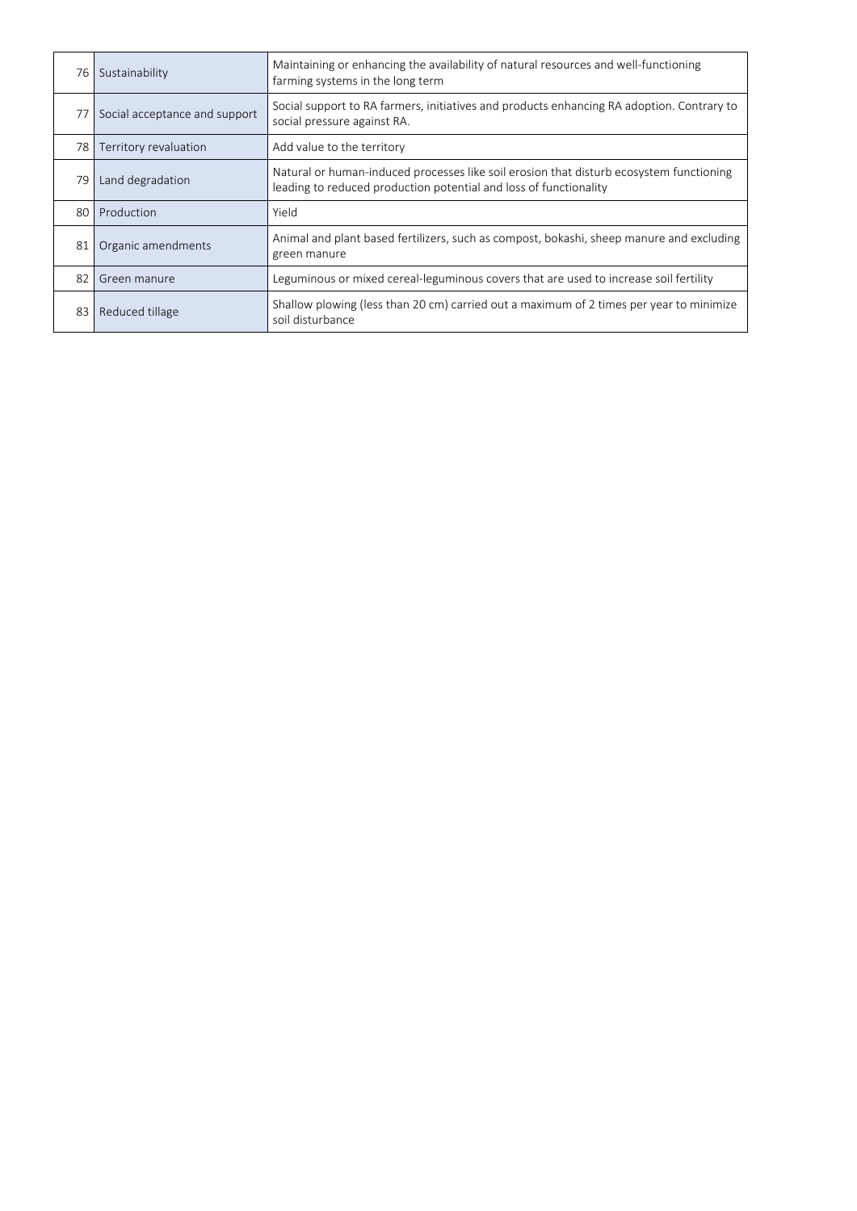| | | |
|---|---|---|
| 76 | Sustainability | Maintaining or enhancing the availability of natural resources and well-functioning farming systems in the long term |
| 77 | Social acceptance and support | Social support to RA farmers, initiatives and products enhancing RA adoption. Contrary to social pressure against RA. |
| 78 | Territory revaluation | Add value to the territory |
| 79 | Land degradation | Natural or human-induced processes like soil erosion that disturb ecosystem functioning leading to reduced production potential and loss of functionality |
| 80 | Production | Yield |
| 81 | Organic amendments | Animal and plant based fertilizers, such as compost, bokashi, sheep manure and excluding green manure |
| 82 | Green manure | Leguminous or mixed cereal-leguminous covers that are used to increase soil fertility |
| 83 | Reduced tillage | Shallow plowing (less than 20 cm) carried out a maximum of 2 times per year to minimize soil disturbance |